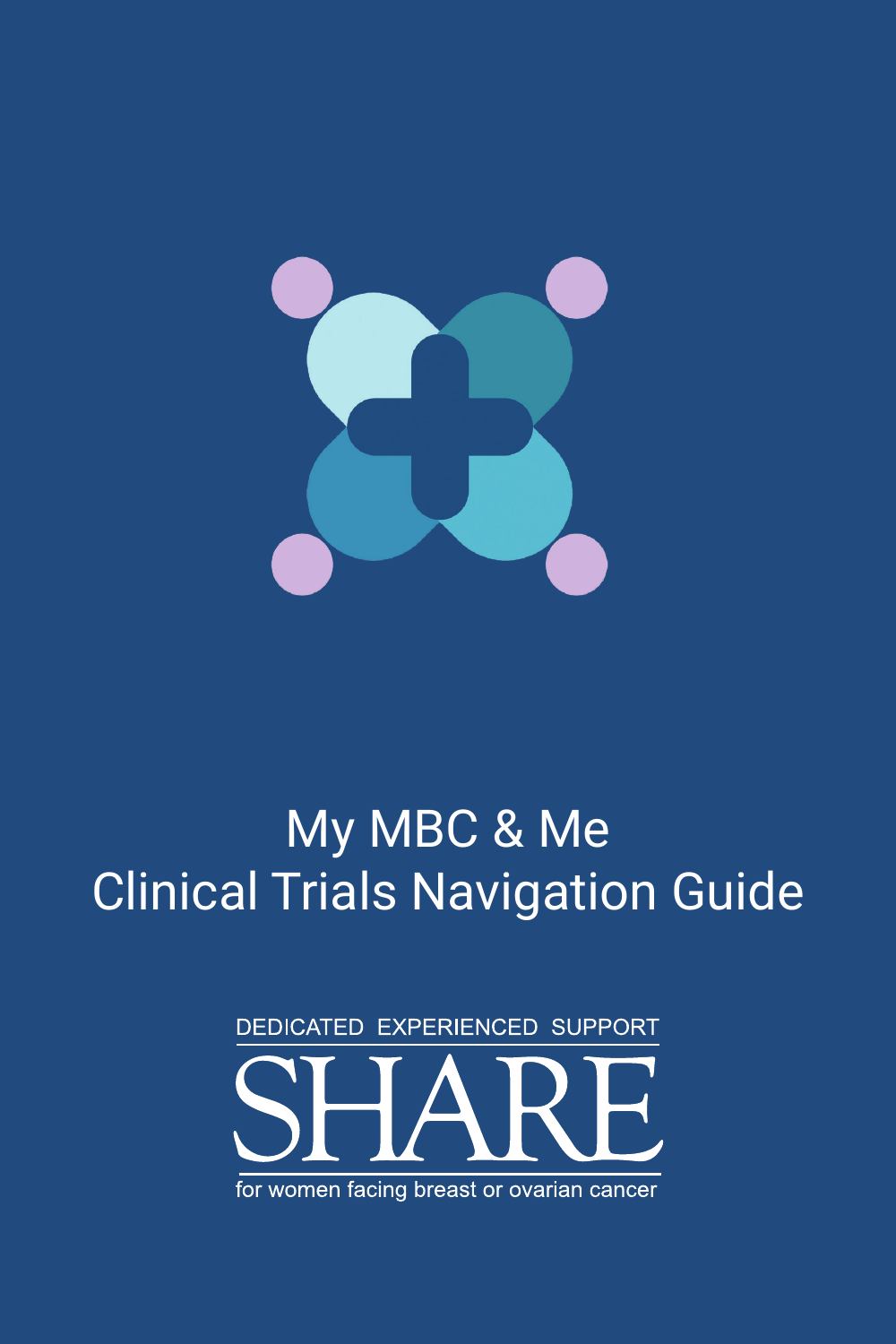# My MBC & Me
# Clinical Trials Navigation Guide

DEDICATED EXPERIENCED SUPPORT

SHARE

for women facing breast or ovarian cancer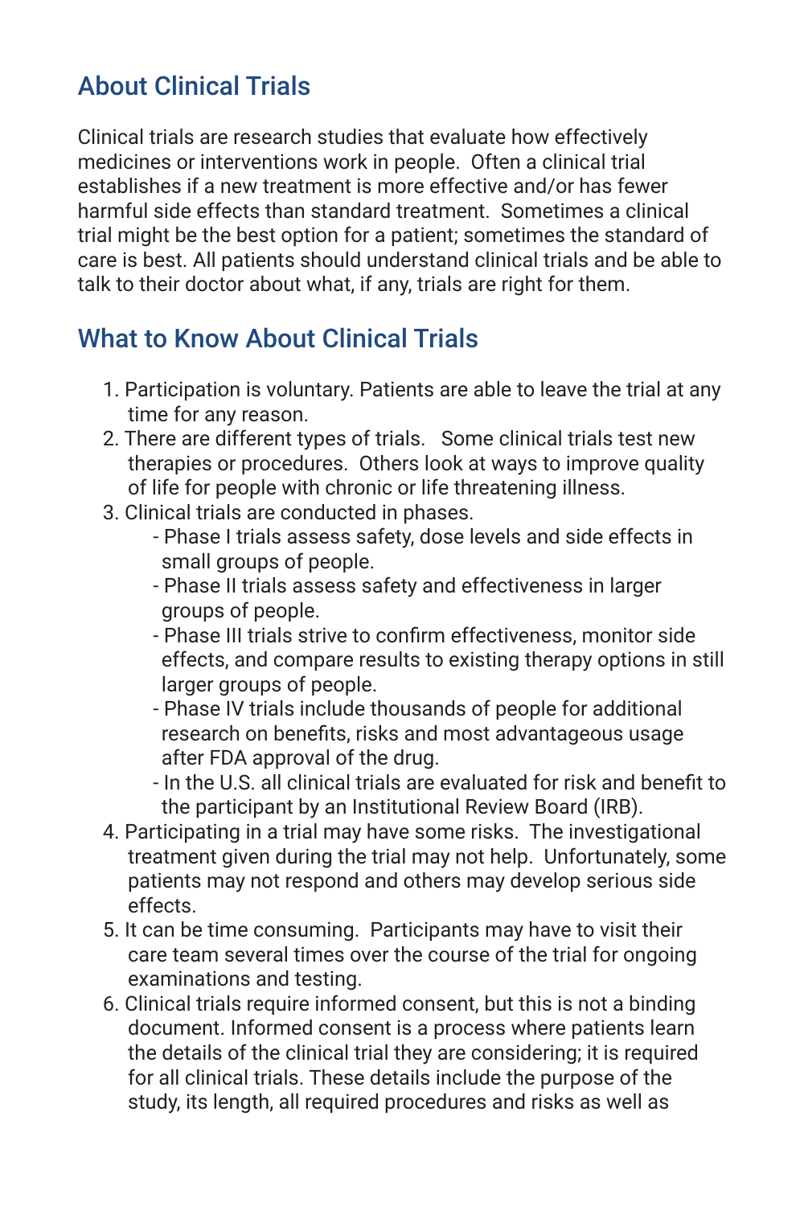## About Clinical Trials

Clinical trials are research studies that evaluate how effectively medicines or interventions work in people. Often a clinical trial establishes if a new treatment is more effective and/or has fewer harmful side effects than standard treatment. Sometimes a clinical trial might be the best option for a patient; sometimes the standard of care is best. All patients should understand clinical trials and be able to talk to their doctor about what, if any, trials are right for them.

## What to Know About Clinical Trials

1. Participation is voluntary. Patients are able to leave the trial at any time for any reason.
2. There are different types of trials. Some clinical trials test new therapies or procedures. Others look at ways to improve quality of life for people with chronic or life threatening illness.
3. Clinical trials are conducted in phases.
   - Phase I trials assess safety, dose levels and side effects in small groups of people.
   - Phase II trials assess safety and effectiveness in larger groups of people.
   - Phase III trials strive to confirm effectiveness, monitor side effects, and compare results to existing therapy options in still larger groups of people.
   - Phase IV trials include thousands of people for additional research on benefits, risks and most advantageous usage after FDA approval of the drug.
   - In the U.S. all clinical trials are evaluated for risk and benefit to the participant by an Institutional Review Board (IRB).
4. Participating in a trial may have some risks. The investigational treatment given during the trial may not help. Unfortunately, some patients may not respond and others may develop serious side effects.
5. It can be time consuming. Participants may have to visit their care team several times over the course of the trial for ongoing examinations and testing.
6. Clinical trials require informed consent, but this is not a binding document. Informed consent is a process where patients learn the details of the clinical trial they are considering; it is required for all clinical trials. These details include the purpose of the study, its length, all required procedures and risks as well as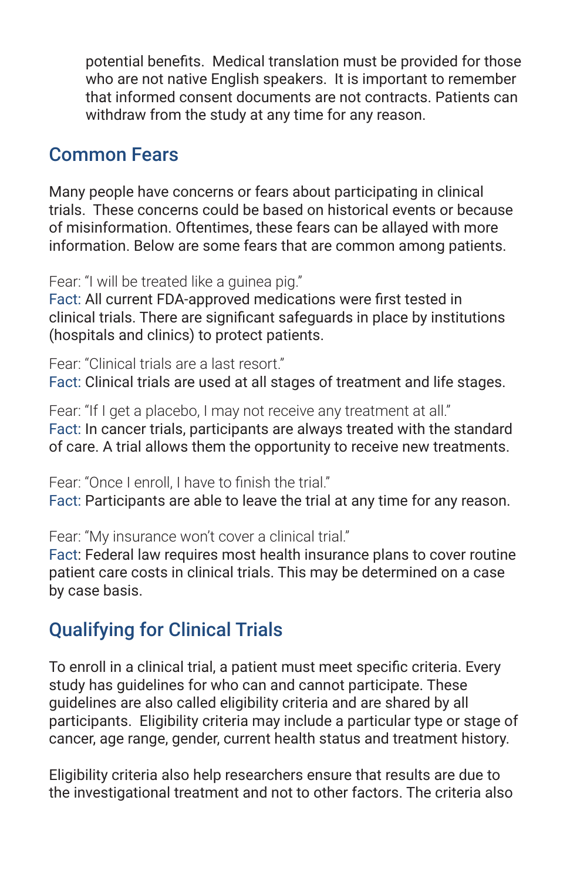potential benefits. Medical translation must be provided for those who are not native English speakers. It is important to remember that informed consent documents are not contracts. Patients can withdraw from the study at any time for any reason.

## Common Fears

Many people have concerns or fears about participating in clinical trials. These concerns could be based on historical events or because of misinformation. Oftentimes, these fears can be allayed with more information. Below are some fears that are common among patients.

Fear: "I will be treated like a guinea pig."
Fact: All current FDA-approved medications were first tested in clinical trials. There are significant safeguards in place by institutions (hospitals and clinics) to protect patients.

Fear: "Clinical trials are a last resort."
Fact: Clinical trials are used at all stages of treatment and life stages.

Fear: "If I get a placebo, I may not receive any treatment at all."
Fact: In cancer trials, participants are always treated with the standard of care. A trial allows them the opportunity to receive new treatments.

Fear: "Once I enroll, I have to finish the trial."
Fact: Participants are able to leave the trial at any time for any reason.

Fear: "My insurance won't cover a clinical trial."
Fact: Federal law requires most health insurance plans to cover routine patient care costs in clinical trials. This may be determined on a case by case basis.

## Qualifying for Clinical Trials

To enroll in a clinical trial, a patient must meet specific criteria. Every study has guidelines for who can and cannot participate. These guidelines are also called eligibility criteria and are shared by all participants. Eligibility criteria may include a particular type or stage of cancer, age range, gender, current health status and treatment history.

Eligibility criteria also help researchers ensure that results are due to the investigational treatment and not to other factors. The criteria also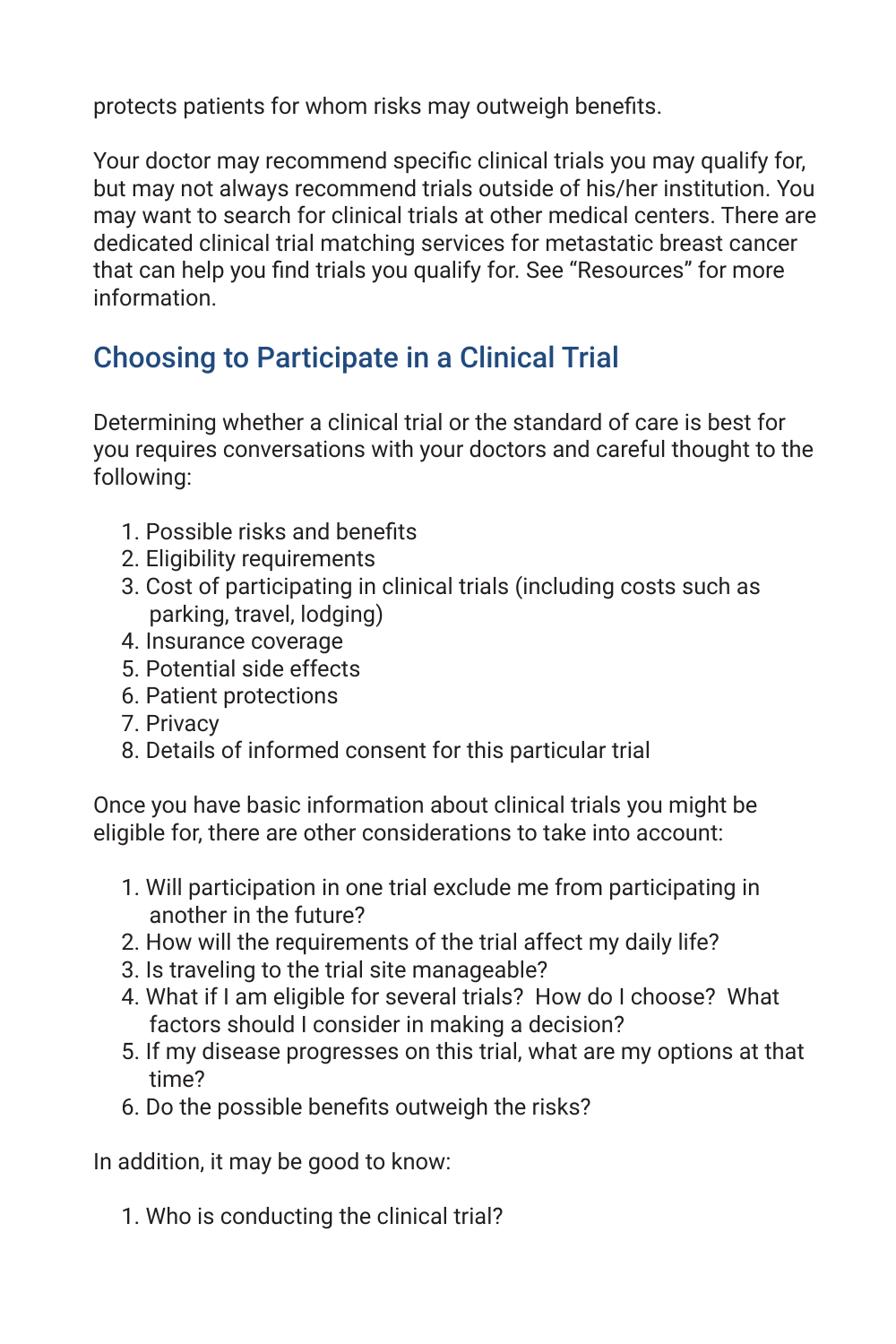protects patients for whom risks may outweigh benefits.

Your doctor may recommend specific clinical trials you may qualify for, but may not always recommend trials outside of his/her institution. You may want to search for clinical trials at other medical centers. There are dedicated clinical trial matching services for metastatic breast cancer that can help you find trials you qualify for. See "Resources" for more information.

## Choosing to Participate in a Clinical Trial

Determining whether a clinical trial or the standard of care is best for you requires conversations with your doctors and careful thought to the following:

1. Possible risks and benefits
2. Eligibility requirements
3. Cost of participating in clinical trials (including costs such as parking, travel, lodging)
4. Insurance coverage
5. Potential side effects
6. Patient protections
7. Privacy
8. Details of informed consent for this particular trial

Once you have basic information about clinical trials you might be eligible for, there are other considerations to take into account:

1. Will participation in one trial exclude me from participating in another in the future?
2. How will the requirements of the trial affect my daily life?
3. Is traveling to the trial site manageable?
4. What if I am eligible for several trials? How do I choose? What factors should I consider in making a decision?
5. If my disease progresses on this trial, what are my options at that time?
6. Do the possible benefits outweigh the risks?

In addition, it may be good to know:

1. Who is conducting the clinical trial?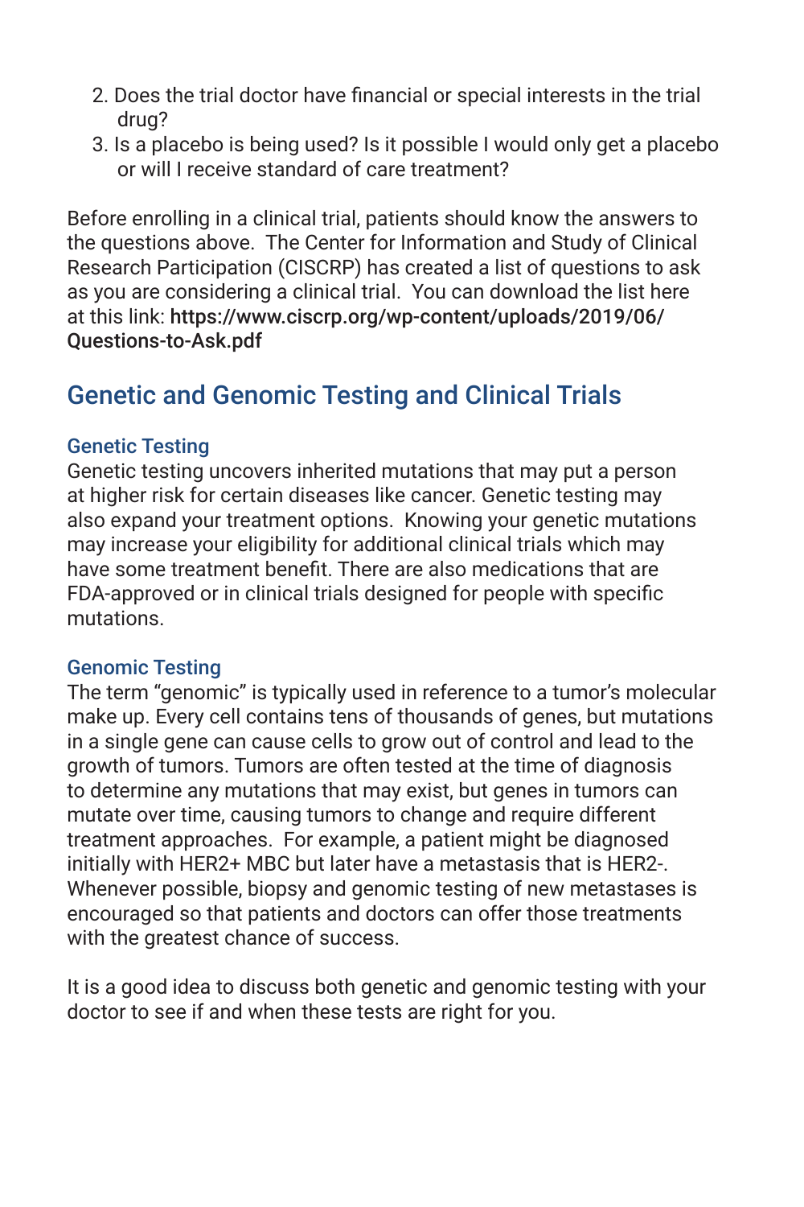2. Does the trial doctor have financial or special interests in the trial drug?
3. Is a placebo is being used? Is it possible I would only get a placebo or will I receive standard of care treatment?

Before enrolling in a clinical trial, patients should know the answers to the questions above. The Center for Information and Study of Clinical Research Participation (CISCRP) has created a list of questions to ask as you are considering a clinical trial. You can download the list here at this link: **https://www.ciscrp.org/wp-content/uploads/2019/06/Questions-to-Ask.pdf**

## Genetic and Genomic Testing and Clinical Trials

### Genetic Testing

Genetic testing uncovers inherited mutations that may put a person at higher risk for certain diseases like cancer. Genetic testing may also expand your treatment options. Knowing your genetic mutations may increase your eligibility for additional clinical trials which may have some treatment benefit. There are also medications that are FDA-approved or in clinical trials designed for people with specific mutations.

### Genomic Testing

The term "genomic" is typically used in reference to a tumor's molecular make up. Every cell contains tens of thousands of genes, but mutations in a single gene can cause cells to grow out of control and lead to the growth of tumors. Tumors are often tested at the time of diagnosis to determine any mutations that may exist, but genes in tumors can mutate over time, causing tumors to change and require different treatment approaches. For example, a patient might be diagnosed initially with HER2+ MBC but later have a metastasis that is HER2-. Whenever possible, biopsy and genomic testing of new metastases is encouraged so that patients and doctors can offer those treatments with the greatest chance of success.

It is a good idea to discuss both genetic and genomic testing with your doctor to see if and when these tests are right for you.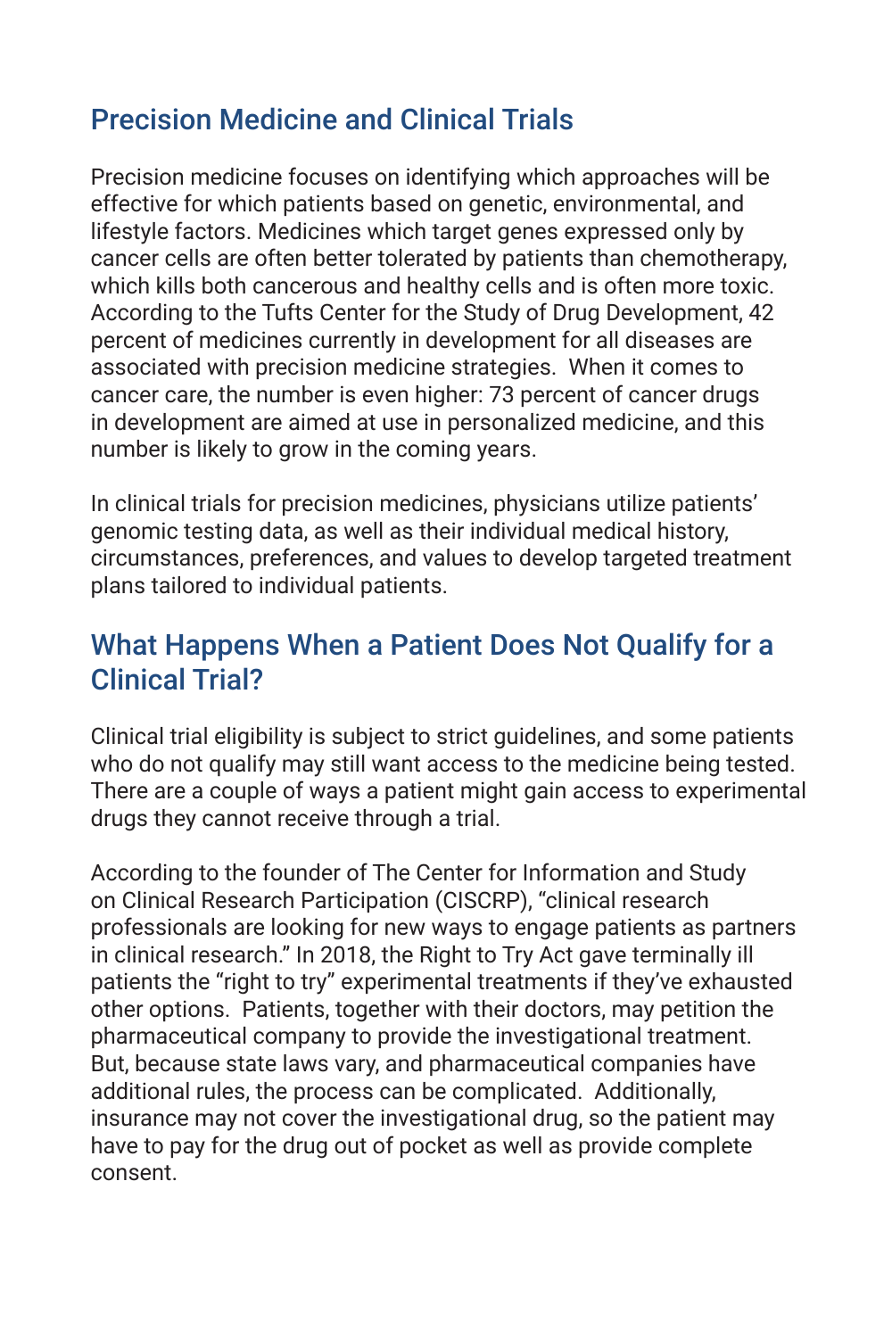## Precision Medicine and Clinical Trials

Precision medicine focuses on identifying which approaches will be effective for which patients based on genetic, environmental, and lifestyle factors. Medicines which target genes expressed only by cancer cells are often better tolerated by patients than chemotherapy, which kills both cancerous and healthy cells and is often more toxic. According to the Tufts Center for the Study of Drug Development, 42 percent of medicines currently in development for all diseases are associated with precision medicine strategies. When it comes to cancer care, the number is even higher: 73 percent of cancer drugs in development are aimed at use in personalized medicine, and this number is likely to grow in the coming years.

In clinical trials for precision medicines, physicians utilize patients' genomic testing data, as well as their individual medical history, circumstances, preferences, and values to develop targeted treatment plans tailored to individual patients.

## What Happens When a Patient Does Not Qualify for a Clinical Trial?

Clinical trial eligibility is subject to strict guidelines, and some patients who do not qualify may still want access to the medicine being tested. There are a couple of ways a patient might gain access to experimental drugs they cannot receive through a trial.

According to the founder of The Center for Information and Study on Clinical Research Participation (CISCRP), "clinical research professionals are looking for new ways to engage patients as partners in clinical research." In 2018, the Right to Try Act gave terminally ill patients the "right to try" experimental treatments if they've exhausted other options. Patients, together with their doctors, may petition the pharmaceutical company to provide the investigational treatment. But, because state laws vary, and pharmaceutical companies have additional rules, the process can be complicated. Additionally, insurance may not cover the investigational drug, so the patient may have to pay for the drug out of pocket as well as provide complete consent.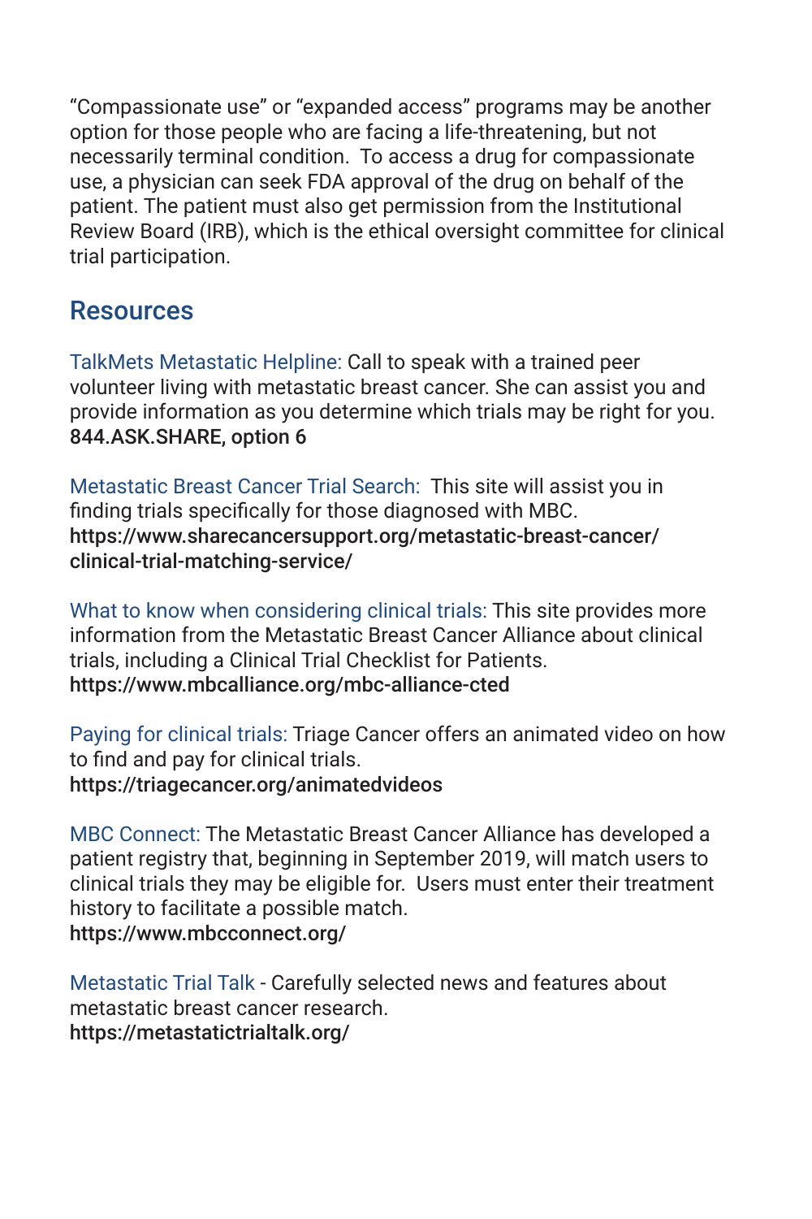"Compassionate use" or "expanded access" programs may be another option for those people who are facing a life-threatening, but not necessarily terminal condition.  To access a drug for compassionate use, a physician can seek FDA approval of the drug on behalf of the patient. The patient must also get permission from the Institutional Review Board (IRB), which is the ethical oversight committee for clinical trial participation.

## Resources

TalkMets Metastatic Helpline: Call to speak with a trained peer volunteer living with metastatic breast cancer. She can assist you and provide information as you determine which trials may be right for you.
**844.ASK.SHARE, option 6**

Metastatic Breast Cancer Trial Search:  This site will assist you in finding trials specifically for those diagnosed with MBC.
**https://www.sharecancersupport.org/metastatic-breast-cancer/clinical-trial-matching-service/**

What to know when considering clinical trials: This site provides more information from the Metastatic Breast Cancer Alliance about clinical trials, including a Clinical Trial Checklist for Patients.
**https://www.mbcalliance.org/mbc-alliance-cted**

Paying for clinical trials: Triage Cancer offers an animated video on how to find and pay for clinical trials.
**https://triagecancer.org/animatedvideos**

MBC Connect: The Metastatic Breast Cancer Alliance has developed a patient registry that, beginning in September 2019, will match users to clinical trials they may be eligible for.  Users must enter their treatment history to facilitate a possible match.
**https://www.mbcconnect.org/**

Metastatic Trial Talk - Carefully selected news and features about metastatic breast cancer research.
**https://metastatictrialtalk.org/**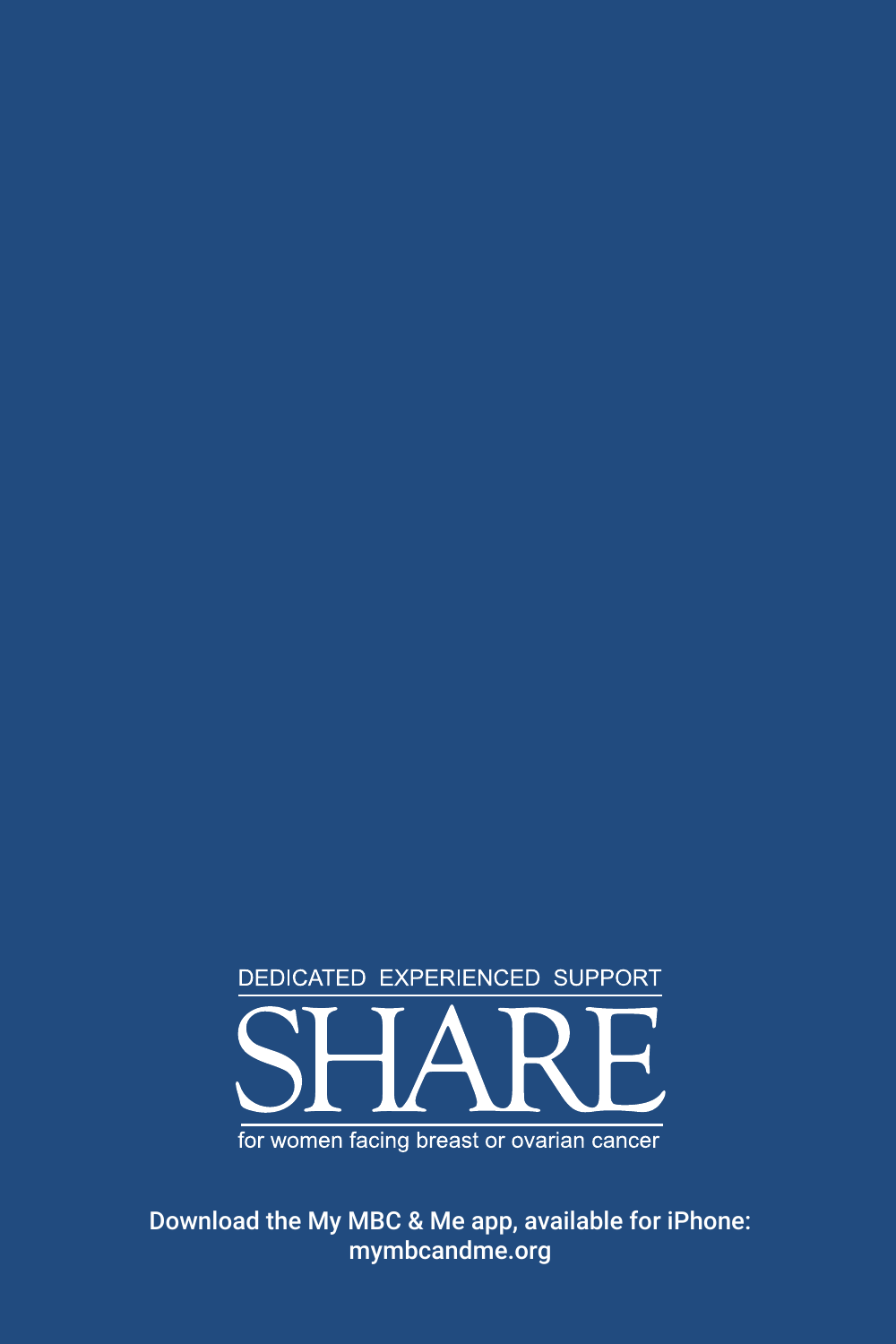DEDICATED EXPERIENCED SUPPORT

SHARE

for women facing breast or ovarian cancer

Download the My MBC & Me app, available for iPhone:
mymbcandme.org